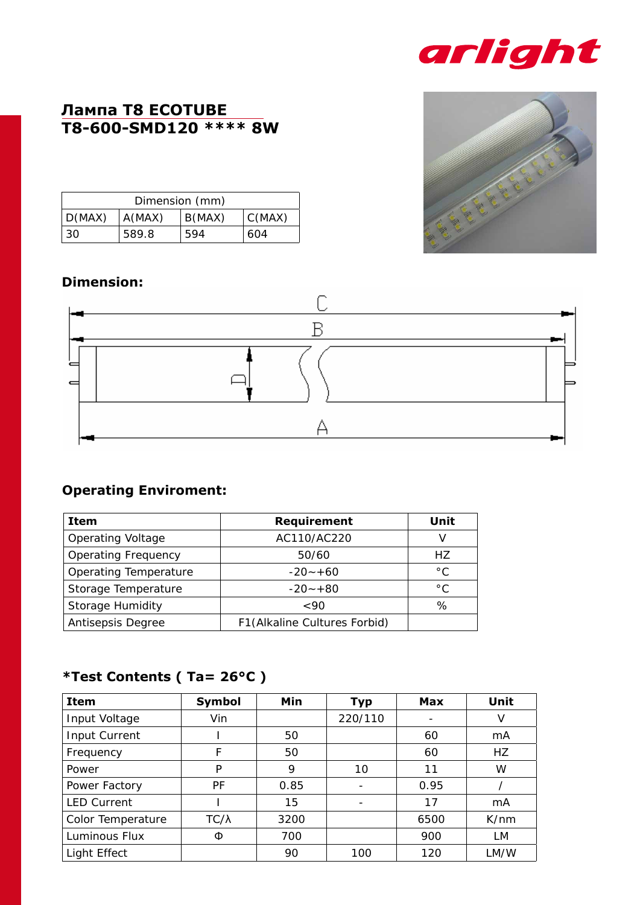# Лампа T8 ECOTUBE
# T8-600-SMD120 **** 8W

| Dimension (mm) | | | |
|---|---|---|---|
| D(MAX) | A(MAX) | B(MAX) | C(MAX) |
| 30 | 589.8 | 594 | 604 |

**Dimension:**

## Operating Enviroment:

| Item | Requirement | Unit |
|---|---|---|
| Operating Voltage | AC110/AC220 | V |
| Operating Frequency | 50/60 | HZ |
| Operating Temperature | -20~+60 | °C |
| Storage Temperature | -20~+80 | °C |
| Storage Humidity | <90 | % |
| Antisepsis Degree | F1(Alkaline Cultures Forbid) | |

## *Test Contents ( Ta= 26°C )

| Item | Symbol | Min | Typ | Max | Unit |
|---|---|---|---|---|---|
| Input Voltage | Vin | | 220/110 | - | V |
| Input Current | I | 50 | | 60 | mA |
| Frequency | F | 50 | | 60 | HZ |
| Power | P | 9 | 10 | 11 | W |
| Power Factory | PF | 0.85 | - | 0.95 | / |
| LED Current | I | 15 | - | 17 | mA |
| Color Temperature | TC/λ | 3200 | | 6500 | K/nm |
| Luminous Flux | Φ | 700 | | 900 | LM |
| Light Effect | | 90 | 100 | 120 | LM/W |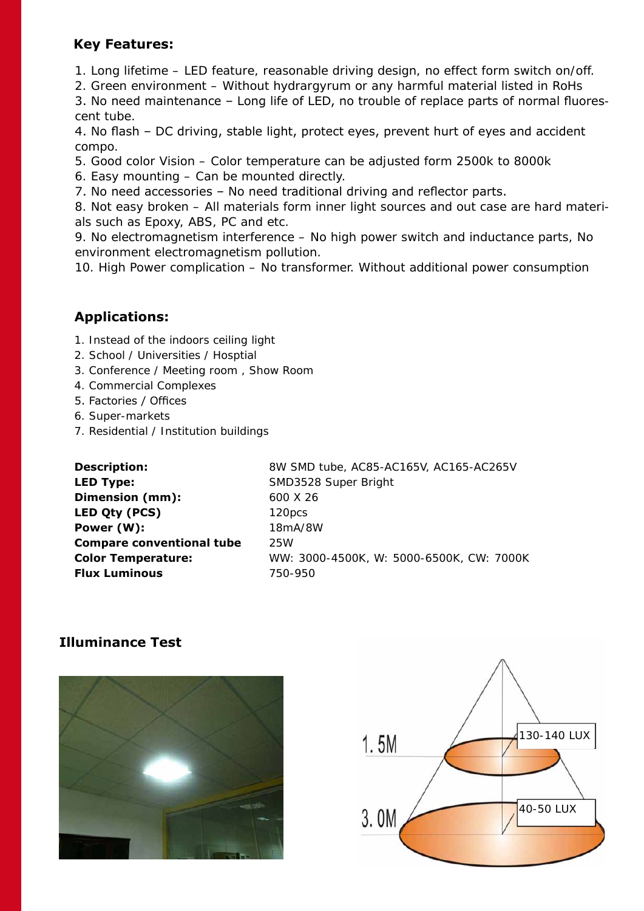## Key Features:

1. Long lifetime – LED feature, reasonable driving design, no effect form switch on/off.
2. Green environment – Without hydrargyrum or any harmful material listed in RoHs
3. No need maintenance – Long life of LED, no trouble of replace parts of normal fluorescent tube.
4. No flash – DC driving, stable light, protect eyes, prevent hurt of eyes and accident compo.
5. Good color Vision – Color temperature can be adjusted form 2500k to 8000k
6. Easy mounting – Can be mounted directly.
7. No need accessories – No need traditional driving and reflector parts.
8. Not easy broken – All materials form inner light sources and out case are hard materials such as Epoxy, ABS, PC and etc.
9. No electromagnetism interference – No high power switch and inductance parts, No environment electromagnetism pollution.
10. High Power complication – No transformer. Without additional power consumption

## Applications:

1. Instead of the indoors ceiling light
2. School / Universities / Hosptial
3. Conference / Meeting room , Show Room
4. Commercial Complexes
5. Factories / Offices
6. Super-markets
7. Residential / Institution buildings

| | |
|---|---|
| **Description:** | 8W SMD tube, AC85-AC165V, AC165-AC265V |
| **LED Type:** | SMD3528 Super Bright |
| **Dimension (mm):** | 600 X 26 |
| **LED Qty (PCS)** | 120pcs |
| **Power (W):** | 18mA/8W |
| **Compare conventional tube** | 25W |
| **Color Temperature:** | WW: 3000-4500K, W: 5000-6500K, CW: 7000K |
| **Flux Luminous** | 750-950 |

## Illuminance Test

1.5M — 130-140 LUX

3.0M — 40-50 LUX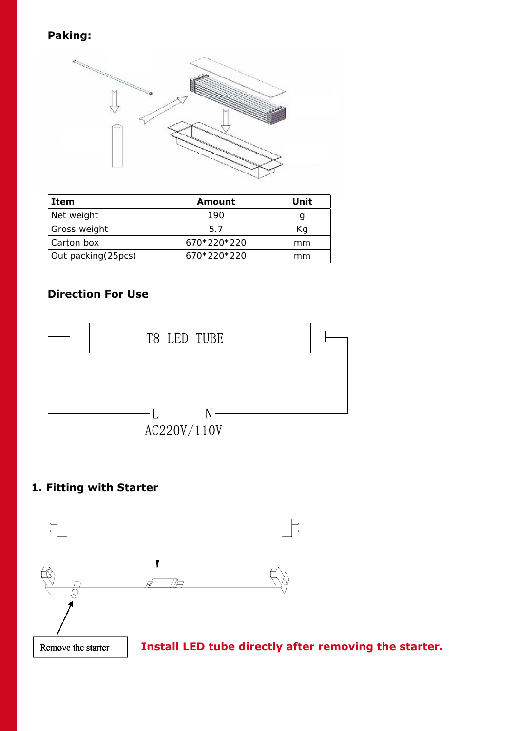**Paking:**

| Item | Amount | Unit |
|---|---|---|
| Net weight | 190 | g |
| Gross weight | 5.7 | Kg |
| Carton box | 670*220*220 | mm |
| Out packing(25pcs) | 670*220*220 | mm |

**Direction For Use**

T8 LED TUBE

L N

AC220V/110V

**1. Fitting with Starter**

Remove the starter

**Install LED tube directly after removing the starter.**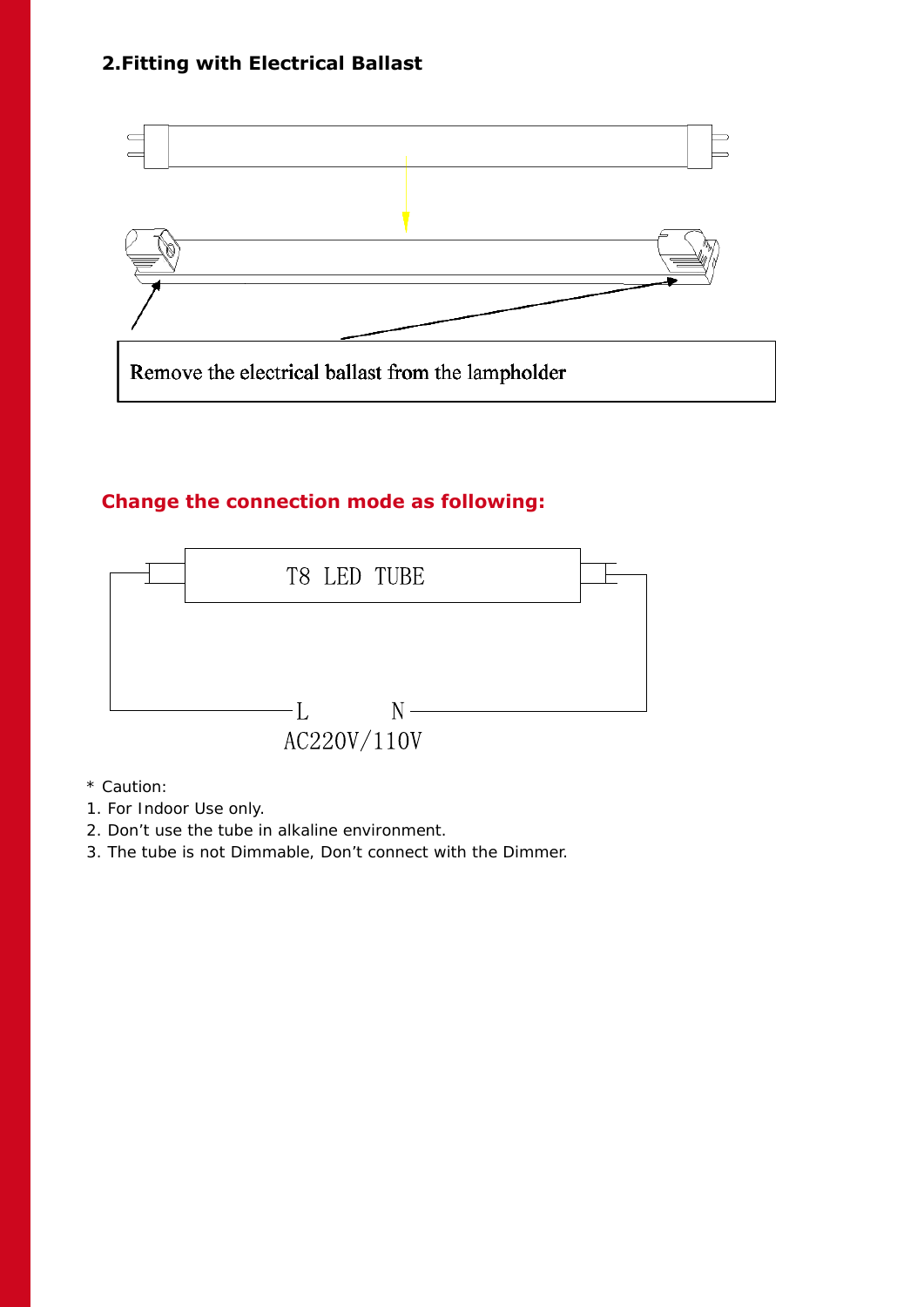## 2.Fitting with Electrical Ballast

Remove the electrical ballast from the lampholder

**Change the connection mode as following:**

T8 LED TUBE

L N

AC220V/110V

\* Caution:

1. For Indoor Use only.
2. Don’t use the tube in alkaline environment.
3. The tube is not Dimmable, Don’t connect with the Dimmer.